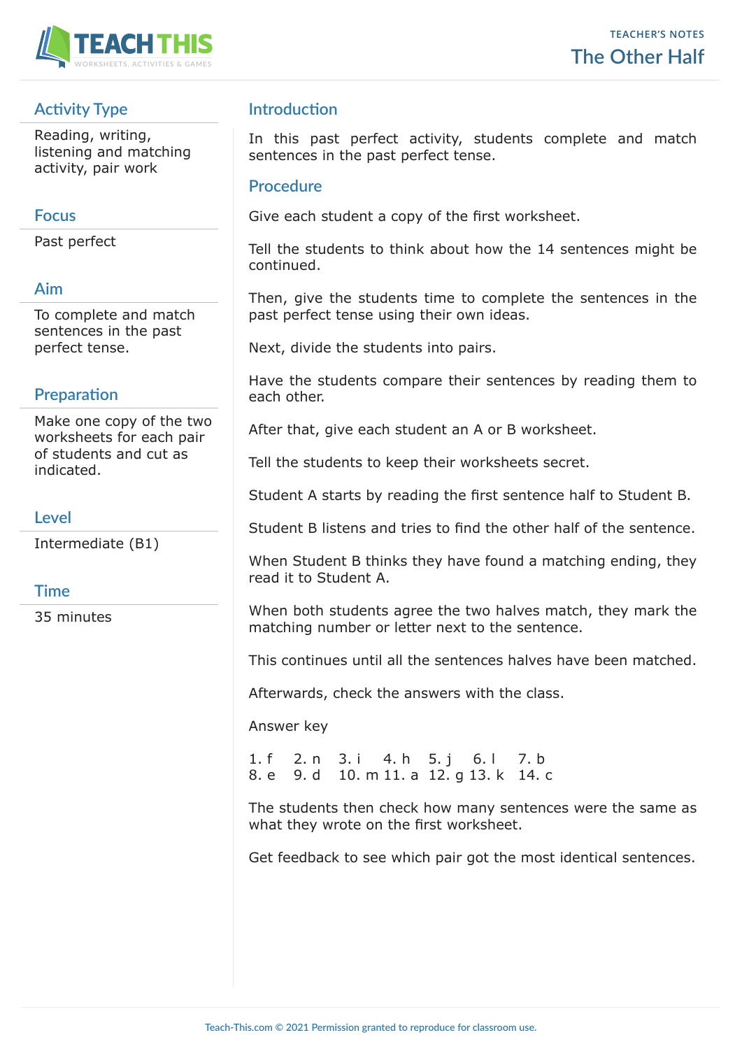TEACHER'S NOTES

# The Other Half

## Activity Type

Reading, writing, listening and matching activity, pair work

## Focus

Past perfect

## Aim

To complete and match sentences in the past perfect tense.

## Preparation

Make one copy of the two worksheets for each pair of students and cut as indicated.

## Level

Intermediate (B1)

## Time

35 minutes

## Introduction

In this past perfect activity, students complete and match sentences in the past perfect tense.

## Procedure

Give each student a copy of the first worksheet.

Tell the students to think about how the 14 sentences might be continued.

Then, give the students time to complete the sentences in the past perfect tense using their own ideas.

Next, divide the students into pairs.

Have the students compare their sentences by reading them to each other.

After that, give each student an A or B worksheet.

Tell the students to keep their worksheets secret.

Student A starts by reading the first sentence half to Student B.

Student B listens and tries to find the other half of the sentence.

When Student B thinks they have found a matching ending, they read it to Student A.

When both students agree the two halves match, they mark the matching number or letter next to the sentence.

This continues until all the sentences halves have been matched.

Afterwards, check the answers with the class.

Answer key

| | | | | | | |
|---|---|---|---|---|---|---|
| 1. f | 2. n | 3. i | 4. h | 5. j | 6. l | 7. b |
| 8. e | 9. d | 10. m | 11. a | 12. g | 13. k | 14. c |

The students then check how many sentences were the same as what they wrote on the first worksheet.

Get feedback to see which pair got the most identical sentences.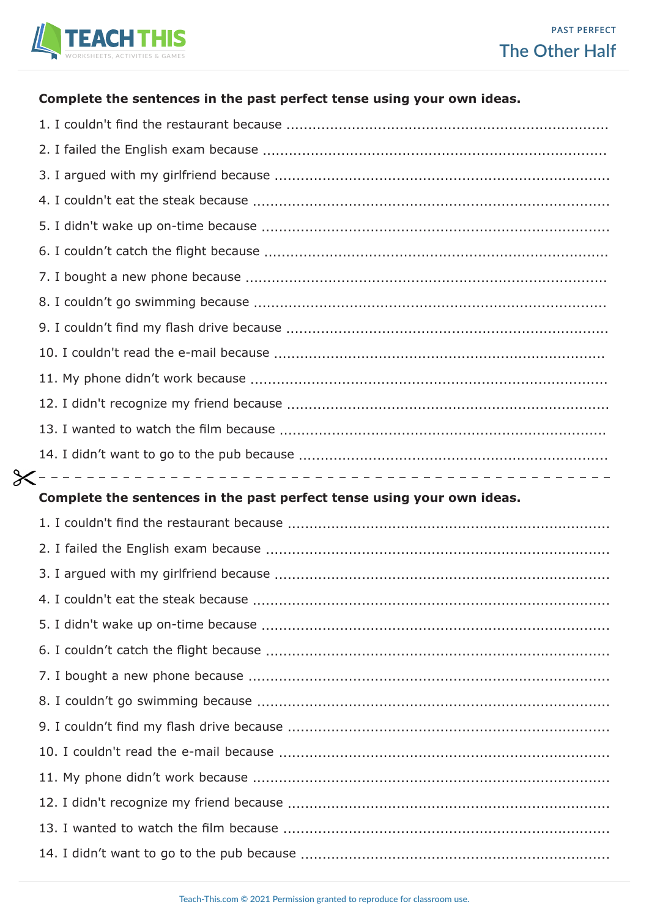**Complete the sentences in the past perfect tense using your own ideas.**

1. I couldn't find the restaurant because ..........................................................................
2. I failed the English exam because ..........................................................................
3. I argued with my girlfriend because ..........................................................................
4. I couldn't eat the steak because ..........................................................................
5. I didn't wake up on-time because ..........................................................................
6. I couldn't catch the flight because ..........................................................................
7. I bought a new phone because ..........................................................................
8. I couldn't go swimming because ..........................................................................
9. I couldn't find my flash drive because ..........................................................................
10. I couldn't read the e-mail because ..........................................................................
11. My phone didn't work because ..........................................................................
12. I didn't recognize my friend because ..........................................................................
13. I wanted to watch the film because ..........................................................................
14. I didn't want to go to the pub because ..........................................................................

---

**Complete the sentences in the past perfect tense using your own ideas.**

1. I couldn't find the restaurant because ..........................................................................
2. I failed the English exam because ..........................................................................
3. I argued with my girlfriend because ..........................................................................
4. I couldn't eat the steak because ..........................................................................
5. I didn't wake up on-time because ..........................................................................
6. I couldn't catch the flight because ..........................................................................
7. I bought a new phone because ..........................................................................
8. I couldn't go swimming because ..........................................................................
9. I couldn't find my flash drive because ..........................................................................
10. I couldn't read the e-mail because ..........................................................................
11. My phone didn't work because ..........................................................................
12. I didn't recognize my friend because ..........................................................................
13. I wanted to watch the film because ..........................................................................
14. I didn't want to go to the pub because ..........................................................................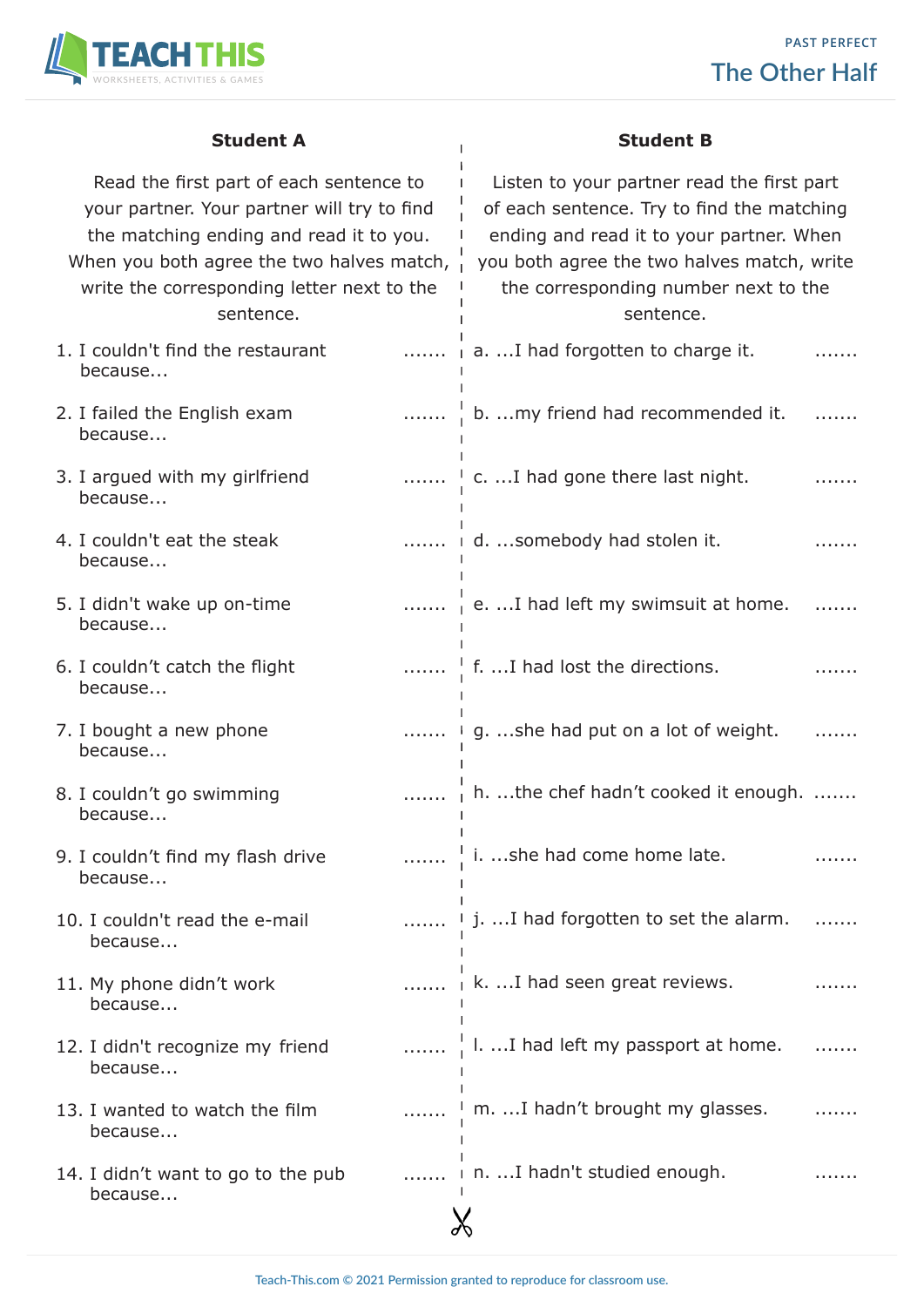PAST PERFECT

# The Other Half

## Student A

Read the first part of each sentence to your partner. Your partner will try to find the matching ending and read it to you. When you both agree the two halves match, write the corresponding letter next to the sentence.

1. I couldn't find the restaurant because... .......
2. I failed the English exam because... .......
3. I argued with my girlfriend because... .......
4. I couldn't eat the steak because... .......
5. I didn't wake up on-time because... .......
6. I couldn't catch the flight because... .......
7. I bought a new phone because... .......
8. I couldn't go swimming because... .......
9. I couldn't find my flash drive because... .......
10. I couldn't read the e-mail because... .......
11. My phone didn't work because... .......
12. I didn't recognize my friend because... .......
13. I wanted to watch the film because... .......
14. I didn't want to go to the pub because... .......

## Student B

Listen to your partner read the first part of each sentence. Try to find the matching ending and read it to your partner. When you both agree the two halves match, write the corresponding number next to the sentence.

a. ...I had forgotten to charge it. .......

b. ...my friend had recommended it. .......

c. ...I had gone there last night. .......

d. ...somebody had stolen it. .......

e. ...I had left my swimsuit at home. .......

f. ...I had lost the directions. .......

g. ...she had put on a lot of weight. .......

h. ...the chef hadn't cooked it enough. .......

i. ...she had come home late. .......

j. ...I had forgotten to set the alarm. .......

k. ...I had seen great reviews. .......

l. ...I had left my passport at home. .......

m. ...I hadn't brought my glasses. .......

n. ...I hadn't studied enough. .......

Teach-This.com © 2021 Permission granted to reproduce for classroom use.